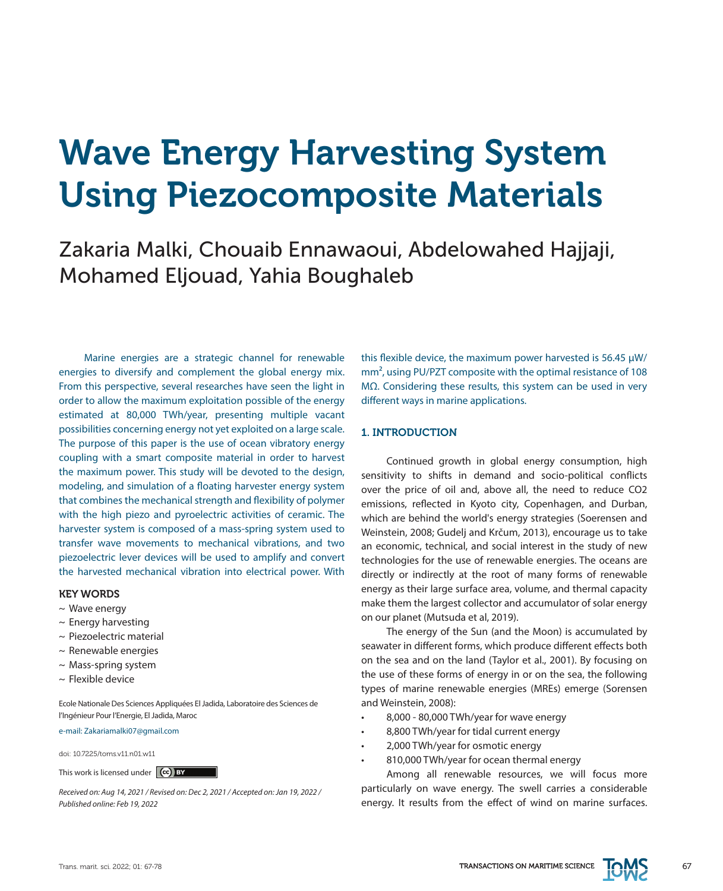# Wave Energy Harvesting System Using Piezocomposite Materials

Zakaria Malki, Chouaib Ennawaoui, Abdelowahed Hajjaji, Mohamed Eljouad, Yahia Boughaleb

Marine energies are a strategic channel for renewable energies to diversify and complement the global energy mix. From this perspective, several researches have seen the light in order to allow the maximum exploitation possible of the energy estimated at 80,000 TWh/year, presenting multiple vacant possibilities concerning energy not yet exploited on a large scale. The purpose of this paper is the use of ocean vibratory energy coupling with a smart composite material in order to harvest the maximum power. This study will be devoted to the design, modeling, and simulation of a floating harvester energy system that combines the mechanical strength and flexibility of polymer with the high piezo and pyroelectric activities of ceramic. The harvester system is composed of a mass-spring system used to transfer wave movements to mechanical vibrations, and two piezoelectric lever devices will be used to amplify and convert the harvested mechanical vibration into electrical power. With this flexible device, the maximum power harvested is 56.45 μW/mm$^2$, using PU/PZT composite with the optimal resistance of 108 MΩ. Considering these results, this system can be used in very different ways in marine applications.

### KEY WORDS

- ~ Wave energy
- ~ Energy harvesting
- ~ Piezoelectric material
- ~ Renewable energies
- ~ Mass-spring system
- ~ Flexible device

Ecole Nationale Des Sciences Appliquées El Jadida, Laboratoire des Sciences de l'Ingénieur Pour l'Energie, El Jadida, Maroc

e-mail: Zakariamalki07@gmail.com

doi: 10.7225/toms.v11.n01.w11

This work is licensed under CC BY

*Received on: Aug 14, 2021 / Revised on: Dec 2, 2021 / Accepted on: Jan 19, 2022 / Published online: Feb 19, 2022*

## 1. INTRODUCTION

Continued growth in global energy consumption, high sensitivity to shifts in demand and socio-political conflicts over the price of oil and, above all, the need to reduce CO2 emissions, reflected in Kyoto city, Copenhagen, and Durban, which are behind the world's energy strategies (Soerensen and Weinstein, 2008; Gudelj and Krčum, 2013), encourage us to take an economic, technical, and social interest in the study of new technologies for the use of renewable energies. The oceans are directly or indirectly at the root of many forms of renewable energy as their large surface area, volume, and thermal capacity make them the largest collector and accumulator of solar energy on our planet (Mutsuda et al, 2019).

The energy of the Sun (and the Moon) is accumulated by seawater in different forms, which produce different effects both on the sea and on the land (Taylor et al., 2001). By focusing on the use of these forms of energy in or on the sea, the following types of marine renewable energies (MREs) emerge (Sorensen and Weinstein, 2008):

- 8,000 - 80,000 TWh/year for wave energy
- 8,800 TWh/year for tidal current energy
- 2,000 TWh/year for osmotic energy
- 810,000 TWh/year for ocean thermal energy

Among all renewable resources, we will focus more particularly on wave energy. The swell carries a considerable energy. It results from the effect of wind on marine surfaces.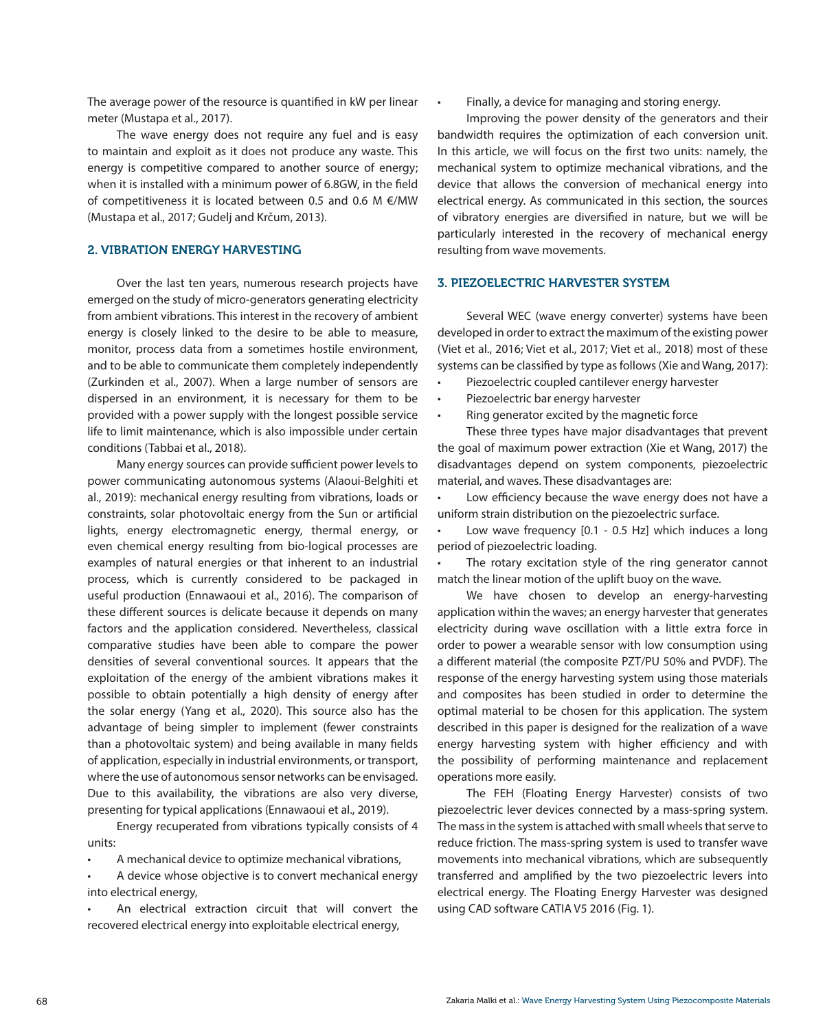The average power of the resource is quantified in kW per linear meter (Mustapa et al., 2017).

The wave energy does not require any fuel and is easy to maintain and exploit as it does not produce any waste. This energy is competitive compared to another source of energy; when it is installed with a minimum power of 6.8GW, in the field of competitiveness it is located between 0.5 and 0.6 M €/MW (Mustapa et al., 2017; Gudelj and Krčum, 2013).

## 2. VIBRATION ENERGY HARVESTING

Over the last ten years, numerous research projects have emerged on the study of micro-generators generating electricity from ambient vibrations. This interest in the recovery of ambient energy is closely linked to the desire to be able to measure, monitor, process data from a sometimes hostile environment, and to be able to communicate them completely independently (Zurkinden et al., 2007). When a large number of sensors are dispersed in an environment, it is necessary for them to be provided with a power supply with the longest possible service life to limit maintenance, which is also impossible under certain conditions (Tabbai et al., 2018).

Many energy sources can provide sufficient power levels to power communicating autonomous systems (Alaoui-Belghiti et al., 2019): mechanical energy resulting from vibrations, loads or constraints, solar photovoltaic energy from the Sun or artificial lights, energy electromagnetic energy, thermal energy, or even chemical energy resulting from bio-logical processes are examples of natural energies or that inherent to an industrial process, which is currently considered to be packaged in useful production (Ennawaoui et al., 2016). The comparison of these different sources is delicate because it depends on many factors and the application considered. Nevertheless, classical comparative studies have been able to compare the power densities of several conventional sources. It appears that the exploitation of the energy of the ambient vibrations makes it possible to obtain potentially a high density of energy after the solar energy (Yang et al., 2020). This source also has the advantage of being simpler to implement (fewer constraints than a photovoltaic system) and being available in many fields of application, especially in industrial environments, or transport, where the use of autonomous sensor networks can be envisaged. Due to this availability, the vibrations are also very diverse, presenting for typical applications (Ennawaoui et al., 2019).

Energy recuperated from vibrations typically consists of 4 units:

- A mechanical device to optimize mechanical vibrations,
- A device whose objective is to convert mechanical energy into electrical energy,
- An electrical extraction circuit that will convert the recovered electrical energy into exploitable electrical energy,
- Finally, a device for managing and storing energy.

Improving the power density of the generators and their bandwidth requires the optimization of each conversion unit. In this article, we will focus on the first two units: namely, the mechanical system to optimize mechanical vibrations, and the device that allows the conversion of mechanical energy into electrical energy. As communicated in this section, the sources of vibratory energies are diversified in nature, but we will be particularly interested in the recovery of mechanical energy resulting from wave movements.

## 3. PIEZOELECTRIC HARVESTER SYSTEM

Several WEC (wave energy converter) systems have been developed in order to extract the maximum of the existing power (Viet et al., 2016; Viet et al., 2017; Viet et al., 2018) most of these systems can be classified by type as follows (Xie and Wang, 2017):

- Piezoelectric coupled cantilever energy harvester
- Piezoelectric bar energy harvester
- Ring generator excited by the magnetic force

These three types have major disadvantages that prevent the goal of maximum power extraction (Xie et Wang, 2017) the disadvantages depend on system components, piezoelectric material, and waves. These disadvantages are:

- Low efficiency because the wave energy does not have a uniform strain distribution on the piezoelectric surface.
- Low wave frequency [0.1 - 0.5 Hz] which induces a long period of piezoelectric loading.
- The rotary excitation style of the ring generator cannot match the linear motion of the uplift buoy on the wave.

We have chosen to develop an energy-harvesting application within the waves; an energy harvester that generates electricity during wave oscillation with a little extra force in order to power a wearable sensor with low consumption using a different material (the composite PZT/PU 50% and PVDF). The response of the energy harvesting system using those materials and composites has been studied in order to determine the optimal material to be chosen for this application. The system described in this paper is designed for the realization of a wave energy harvesting system with higher efficiency and with the possibility of performing maintenance and replacement operations more easily.

The FEH (Floating Energy Harvester) consists of two piezoelectric lever devices connected by a mass-spring system. The mass in the system is attached with small wheels that serve to reduce friction. The mass-spring system is used to transfer wave movements into mechanical vibrations, which are subsequently transferred and amplified by the two piezoelectric levers into electrical energy. The Floating Energy Harvester was designed using CAD software CATIA V5 2016 (Fig. 1).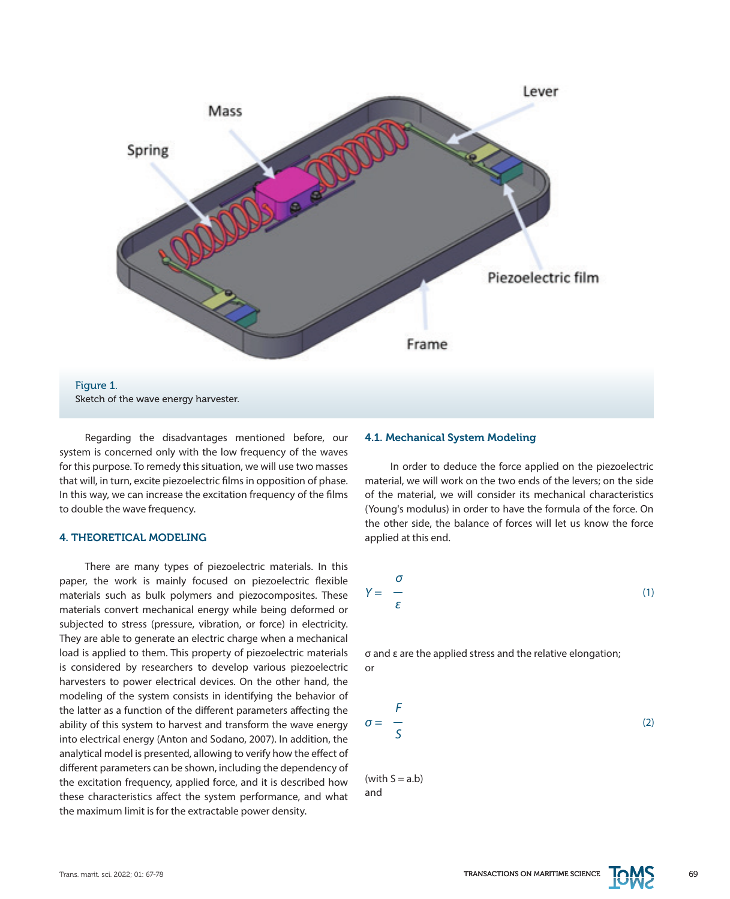Figure 1.
Sketch of the wave energy harvester.

Regarding the disadvantages mentioned before, our system is concerned only with the low frequency of the waves for this purpose. To remedy this situation, we will use two masses that will, in turn, excite piezoelectric films in opposition of phase. In this way, we can increase the excitation frequency of the films to double the wave frequency.

### 4. THEORETICAL MODELING

There are many types of piezoelectric materials. In this paper, the work is mainly focused on piezoelectric flexible materials such as bulk polymers and piezocomposites. These materials convert mechanical energy while being deformed or subjected to stress (pressure, vibration, or force) in electricity. They are able to generate an electric charge when a mechanical load is applied to them. This property of piezoelectric materials is considered by researchers to develop various piezoelectric harvesters to power electrical devices. On the other hand, the modeling of the system consists in identifying the behavior of the latter as a function of the different parameters affecting the ability of this system to harvest and transform the wave energy into electrical energy (Anton and Sodano, 2007). In addition, the analytical model is presented, allowing to verify how the effect of different parameters can be shown, including the dependency of the excitation frequency, applied force, and it is described how these characteristics affect the system performance, and what the maximum limit is for the extractable power density.

#### 4.1. Mechanical System Modeling

In order to deduce the force applied on the piezoelectric material, we will work on the two ends of the levers; on the side of the material, we will consider its mechanical characteristics (Young's modulus) in order to have the formula of the force. On the other side, the balance of forces will let us know the force applied at this end.

$$Y = \frac{\sigma}{\varepsilon} \tag{1}$$

$\sigma$ and $\varepsilon$ are the applied stress and the relative elongation; or

$$\sigma = \frac{F}{S} \tag{2}$$

(with $S = a.b$)
and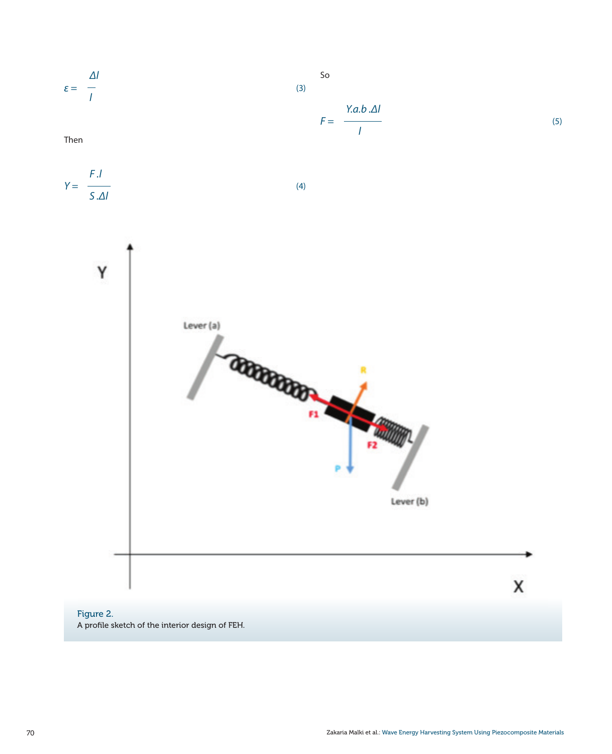$$\varepsilon = \frac{\Delta l}{l} \tag{3}$$

Then

$$Y = \frac{F.l}{S.\Delta l} \tag{4}$$

So

$$F = \frac{Y.a.b.\Delta l}{l} \tag{5}$$

Figure 2.
A profile sketch of the interior design of FEH.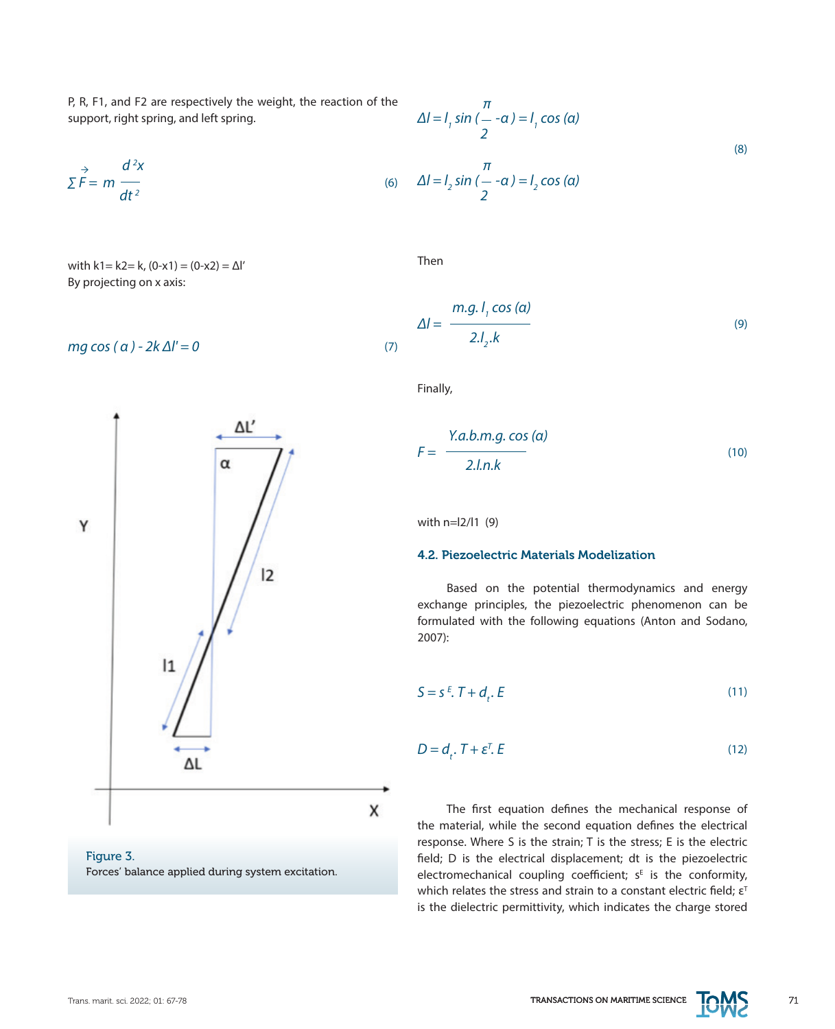P, R, F1, and F2 are respectively the weight, the reaction of the support, right spring, and left spring.

$$\sum \vec{F} = m \frac{d^2x}{dt^2} \tag{6}$$

with k1= k2= k, (0-x1) = (0-x2) = Δl'

By projecting on x axis:

$$mg \cos(\alpha) - 2k \Delta l' = 0 \tag{7}$$

Figure 3.
Forces' balance applied during system excitation.

$$\Delta l = l_1 \sin\left(\frac{\pi}{2} - \alpha\right) = l_1 \cos(\alpha)$$
$$\Delta l = l_2 \sin\left(\frac{\pi}{2} - \alpha\right) = l_2 \cos(\alpha) \tag{8}$$

Then

$$\Delta l = \frac{m.g.l_1 \cos(\alpha)}{2.l_2.k} \tag{9}$$

Finally,

$$F = \frac{Y.a.b.m.g. \cos(\alpha)}{2.l.n.k} \tag{10}$$

with n=l2/l1 (9)

### 4.2. Piezoelectric Materials Modelization

Based on the potential thermodynamics and energy exchange principles, the piezoelectric phenomenon can be formulated with the following equations (Anton and Sodano, 2007):

$$S = s^E. T + d_t. E \tag{11}$$

$$D = d_t. T + \varepsilon^T. E \tag{12}$$

The first equation defines the mechanical response of the material, while the second equation defines the electrical response. Where S is the strain; T is the stress; E is the electric field; D is the electrical displacement; dt is the piezoelectric electromechanical coupling coefficient; $s^E$ is the conformity, which relates the stress and strain to a constant electric field; $\varepsilon^T$ is the dielectric permittivity, which indicates the charge stored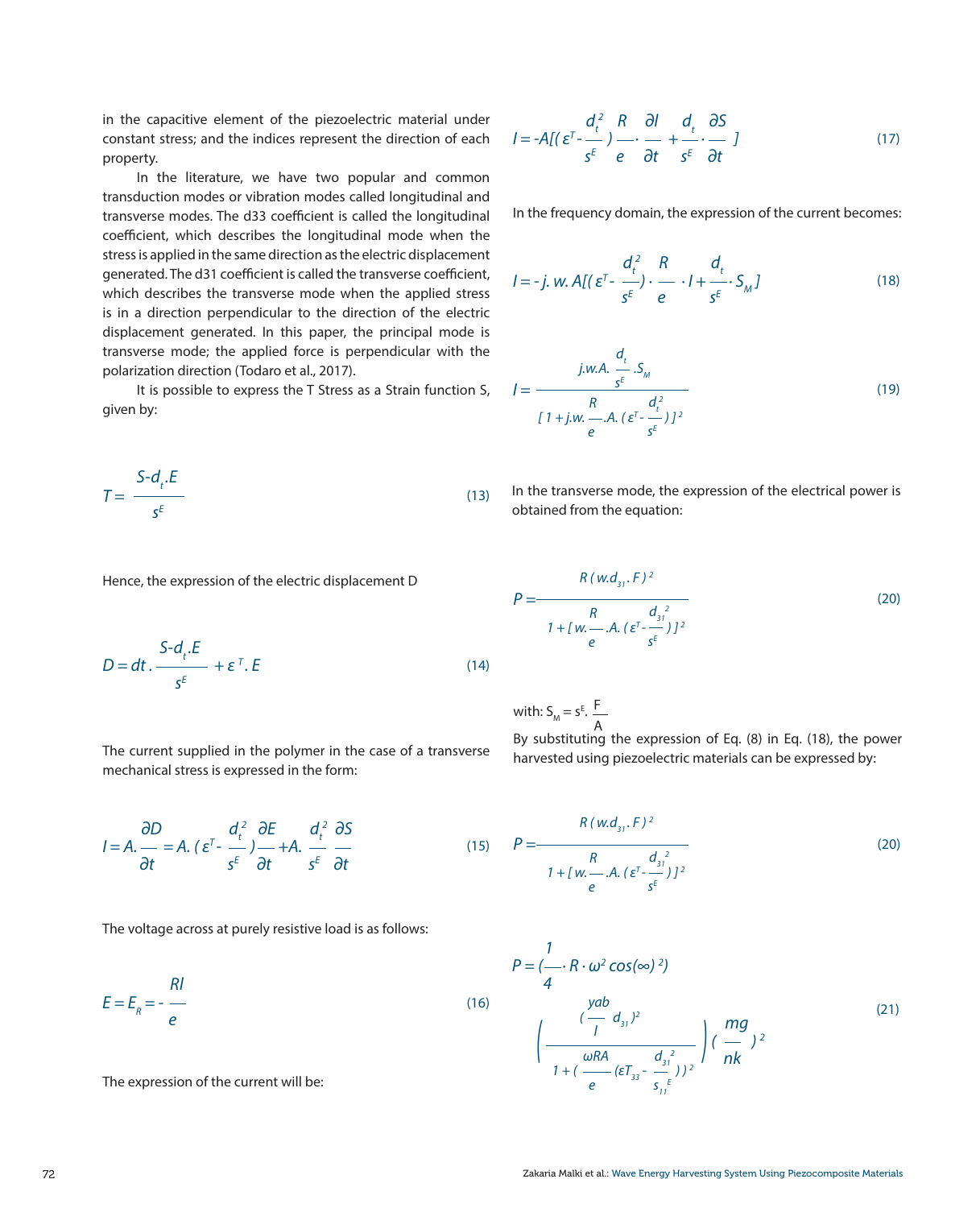in the capacitive element of the piezoelectric material under constant stress; and the indices represent the direction of each property.

In the literature, we have two popular and common transduction modes or vibration modes called longitudinal and transverse modes. The d33 coefficient is called the longitudinal coefficient, which describes the longitudinal mode when the stress is applied in the same direction as the electric displacement generated. The d31 coefficient is called the transverse coefficient, which describes the transverse mode when the applied stress is in a direction perpendicular to the direction of the electric displacement generated. In this paper, the principal mode is transverse mode; the applied force is perpendicular with the polarization direction (Todaro et al., 2017).

It is possible to express the T Stress as a Strain function S, given by:

$$T = \frac{S - d_t . E}{s^E} \tag{13}$$

Hence, the expression of the electric displacement D

$$D = dt . \frac{S - d_t . E}{s^E} + \varepsilon^T . E \tag{14}$$

The current supplied in the polymer in the case of a transverse mechanical stress is expressed in the form:

$$I = A . \frac{\partial D}{\partial t} = A . \left( \varepsilon^T - \frac{d_t^2}{s^E} \right) \frac{\partial E}{\partial t} + A . \frac{d_t^2}{s^E} \frac{\partial S}{\partial t} \tag{15}$$

The voltage across at purely resistive load is as follows:

$$E = E_R = - \frac{RI}{e} \tag{16}$$

The expression of the current will be:

$$I = -A\left[ \left( \varepsilon^T - \frac{d_t^2}{s^E} \right) \frac{R}{e} \cdot \frac{\partial I}{\partial t} + \frac{d_t}{s^E} \cdot \frac{\partial S}{\partial t} \right] \tag{17}$$

In the frequency domain, the expression of the current becomes:

$$I = - j . w . A\left[ \left( \varepsilon^T - \frac{d_t^2}{s^E} \right) \cdot \frac{R}{e} \cdot I + \frac{d_t}{s^E} \cdot S_M \right] \tag{18}$$

$$I = \frac{j . w . A . \frac{d_t}{s^E} . S_M}{\left[ 1 + j . w . \frac{R}{e} . A . \left( \varepsilon^T - \frac{d_t^2}{s^E} \right) \right]^2} \tag{19}$$

In the transverse mode, the expression of the electrical power is obtained from the equation:

$$P = \frac{R\,( w . d_{31} . F )^2}{1 + \left[ w . \frac{R}{e} . A . \left( \varepsilon^T - \frac{d_{31}^2}{s^E} \right) \right]^2} \tag{20}$$

with: $S_M = s^E . \frac{F}{A}$

By substituting the expression of Eq. (8) in Eq. (18), the power harvested using piezoelectric materials can be expressed by:

$$P = \frac{R\,( w . d_{31} . F )^2}{1 + \left[ w . \frac{R}{e} . A . \left( \varepsilon^T - \frac{d_{31}^2}{s^E} \right) \right]^2} \tag{20}$$

$$P = \left( \frac{1}{4} \cdot R \cdot \omega^2 \cos(\infty)^2 \right) \left( \frac{\left( \frac{yab}{l} d_{31} \right)^2}{1 + \left( \frac{\omega R A}{e} \left( \varepsilon T_{33} - \frac{d_{31}^2}{s_{11}^E} \right) \right)^2} \right) \left( \frac{mg}{nk} \right)^2 \tag{21}$$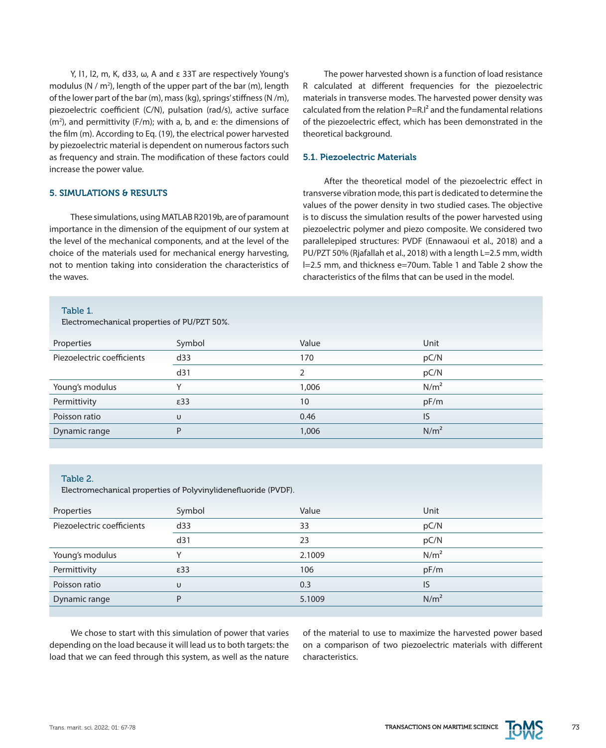Y, l1, l2, m, K, d33, ω, A and ε 33T are respectively Young's modulus (N / m²), length of the upper part of the bar (m), length of the lower part of the bar (m), mass (kg), springs' stiffness (N /m), piezoelectric coefficient (C/N), pulsation (rad/s), active surface (m²), and permittivity (F/m); with a, b, and e: the dimensions of the film (m). According to Eq. (19), the electrical power harvested by piezoelectric material is dependent on numerous factors such as frequency and strain. The modification of these factors could increase the power value.

## 5. SIMULATIONS & RESULTS

These simulations, using MATLAB R2019b, are of paramount importance in the dimension of the equipment of our system at the level of the mechanical components, and at the level of the choice of the materials used for mechanical energy harvesting, not to mention taking into consideration the characteristics of the waves.

The power harvested shown is a function of load resistance R calculated at different frequencies for the piezoelectric materials in transverse modes. The harvested power density was calculated from the relation $P=R.I^2$ and the fundamental relations of the piezoelectric effect, which has been demonstrated in the theoretical background.

### 5.1. Piezoelectric Materials

After the theoretical model of the piezoelectric effect in transverse vibration mode, this part is dedicated to determine the values of the power density in two studied cases. The objective is to discuss the simulation results of the power harvested using piezoelectric polymer and piezo composite. We considered two parallelepiped structures: PVDF (Ennawaoui et al., 2018) and a PU/PZT 50% (Rjafallah et al., 2018) with a length L=2.5 mm, width l=2.5 mm, and thickness e=70um. Table 1 and Table 2 show the characteristics of the films that can be used in the model.

Table 1.
Electromechanical properties of PU/PZT 50%.

| Properties | Symbol | Value | Unit |
|---|---|---|---|
| Piezoelectric coefficients | d33 | 170 | pC/N |
| | d31 | 2 | pC/N |
| Young's modulus | Y | 1,006 | N/m² |
| Permittivity | ε33 | 10 | pF/m |
| Poisson ratio | υ | 0.46 | IS |
| Dynamic range | P | 1,006 | N/m² |

Table 2.
Electromechanical properties of Polyvinylidenefluoride (PVDF).

| Properties | Symbol | Value | Unit |
|---|---|---|---|
| Piezoelectric coefficients | d33 | 33 | pC/N |
| | d31 | 23 | pC/N |
| Young's modulus | Y | 2.1009 | N/m² |
| Permittivity | ε33 | 106 | pF/m |
| Poisson ratio | υ | 0.3 | IS |
| Dynamic range | P | 5.1009 | N/m² |

We chose to start with this simulation of power that varies depending on the load because it will lead us to both targets: the load that we can feed through this system, as well as the nature of the material to use to maximize the harvested power based on a comparison of two piezoelectric materials with different characteristics.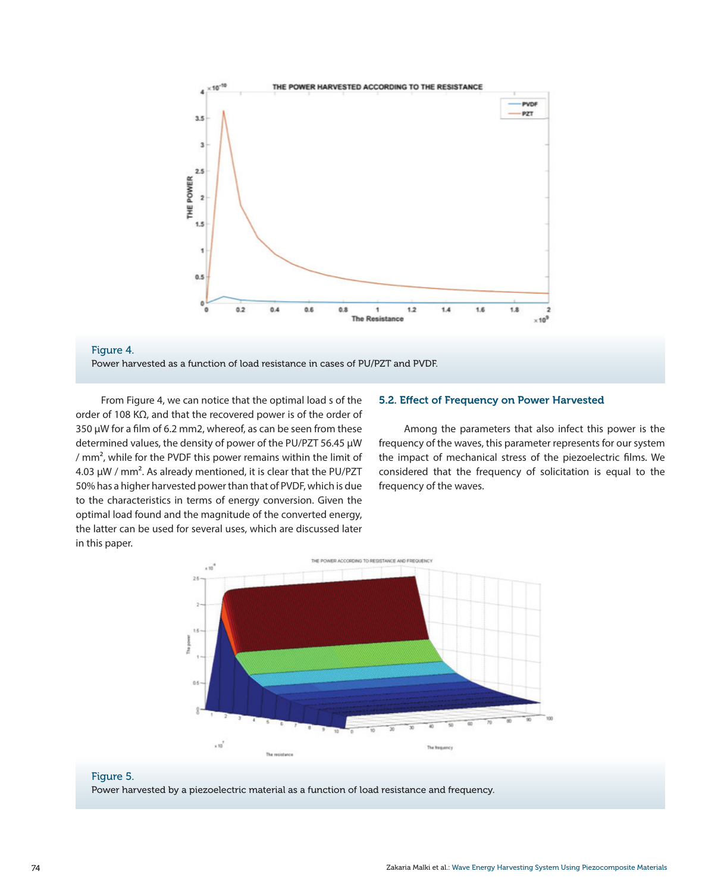Figure 4.
Power harvested as a function of load resistance in cases of PU/PZT and PVDF.

From Figure 4, we can notice that the optimal load s of the order of 108 KΩ, and that the recovered power is of the order of 350 μW for a film of 6.2 mm2, whereof, as can be seen from these determined values, the density of power of the PU/PZT 56.45 μW / mm$^2$, while for the PVDF this power remains within the limit of 4.03 μW / mm$^2$. As already mentioned, it is clear that the PU/PZT 50% has a higher harvested power than that of PVDF, which is due to the characteristics in terms of energy conversion. Given the optimal load found and the magnitude of the converted energy, the latter can be used for several uses, which are discussed later in this paper.

### 5.2. Effect of Frequency on Power Harvested

Among the parameters that also infect this power is the frequency of the waves, this parameter represents for our system the impact of mechanical stress of the piezoelectric films. We considered that the frequency of solicitation is equal to the frequency of the waves.

Figure 5.
Power harvested by a piezoelectric material as a function of load resistance and frequency.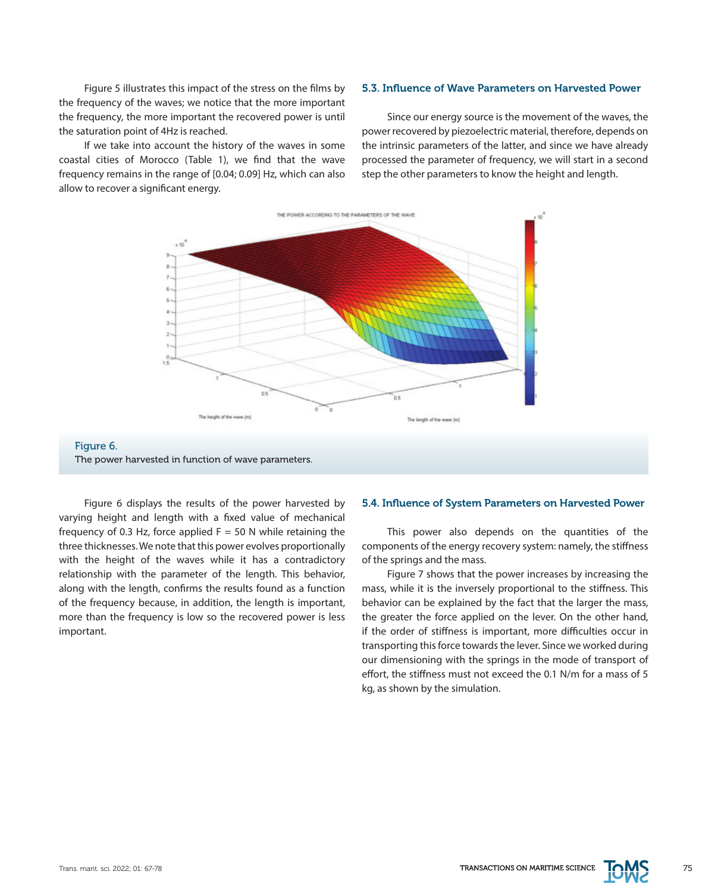Figure 5 illustrates this impact of the stress on the films by the frequency of the waves; we notice that the more important the frequency, the more important the recovered power is until the saturation point of 4Hz is reached.

If we take into account the history of the waves in some coastal cities of Morocco (Table 1), we find that the wave frequency remains in the range of [0.04; 0.09] Hz, which can also allow to recover a significant energy.

### 5.3. Influence of Wave Parameters on Harvested Power

Since our energy source is the movement of the waves, the power recovered by piezoelectric material, therefore, depends on the intrinsic parameters of the latter, and since we have already processed the parameter of frequency, we will start in a second step the other parameters to know the height and length.

Figure 6.
The power harvested in function of wave parameters.

Figure 6 displays the results of the power harvested by varying height and length with a fixed value of mechanical frequency of 0.3 Hz, force applied F = 50 N while retaining the three thicknesses. We note that this power evolves proportionally with the height of the waves while it has a contradictory relationship with the parameter of the length. This behavior, along with the length, confirms the results found as a function of the frequency because, in addition, the length is important, more than the frequency is low so the recovered power is less important.

### 5.4. Influence of System Parameters on Harvested Power

This power also depends on the quantities of the components of the energy recovery system: namely, the stiffness of the springs and the mass.

Figure 7 shows that the power increases by increasing the mass, while it is the inversely proportional to the stiffness. This behavior can be explained by the fact that the larger the mass, the greater the force applied on the lever. On the other hand, if the order of stiffness is important, more difficulties occur in transporting this force towards the lever. Since we worked during our dimensioning with the springs in the mode of transport of effort, the stiffness must not exceed the 0.1 N/m for a mass of 5 kg, as shown by the simulation.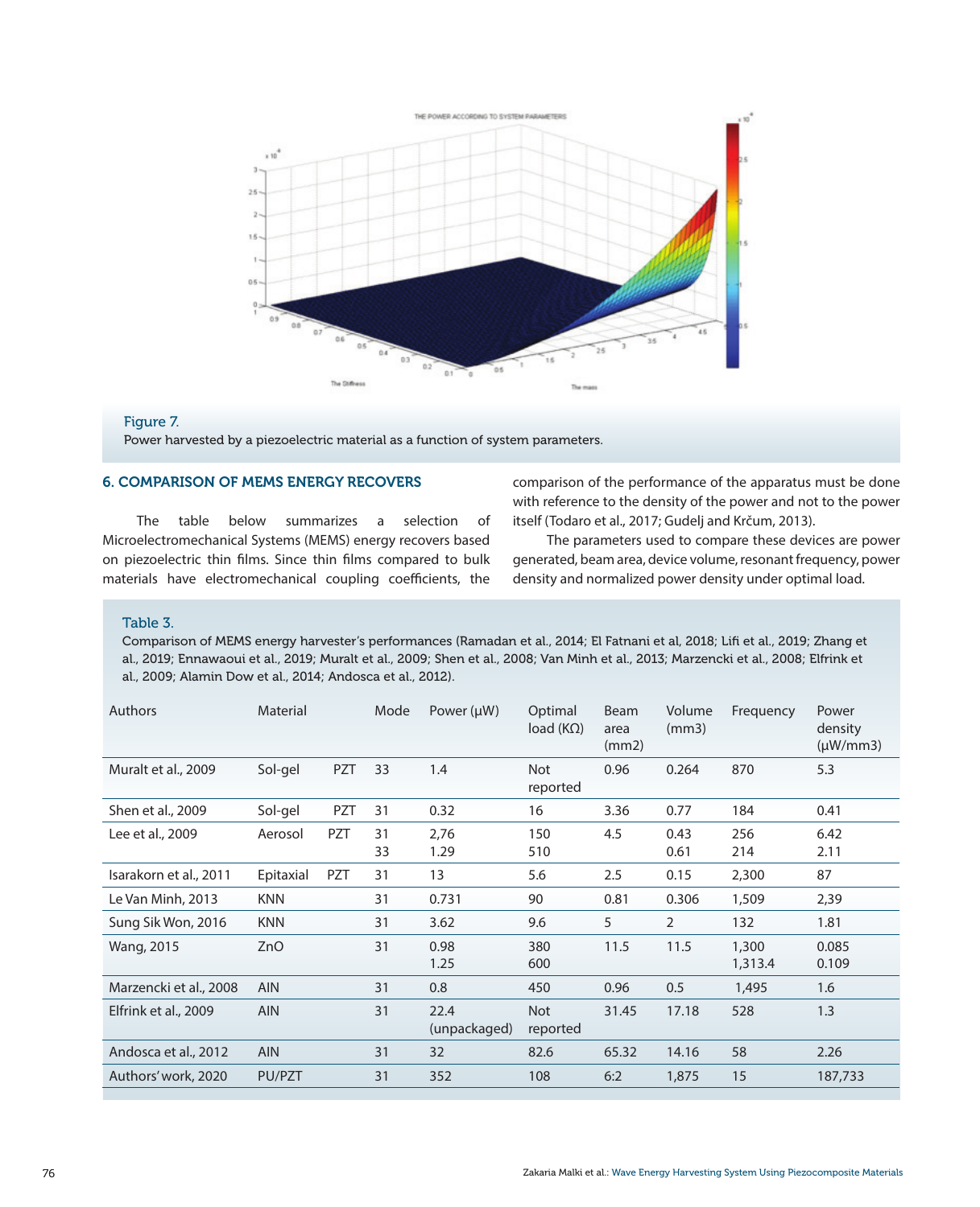Figure 7.

Power harvested by a piezoelectric material as a function of system parameters.

## 6. COMPARISON OF MEMS ENERGY RECOVERS

The table below summarizes a selection of Microelectromechanical Systems (MEMS) energy recovers based on piezoelectric thin films. Since thin films compared to bulk materials have electromechanical coupling coefficients, the comparison of the performance of the apparatus must be done with reference to the density of the power and not to the power itself (Todaro et al., 2017; Gudelj and Krčum, 2013).

The parameters used to compare these devices are power generated, beam area, device volume, resonant frequency, power density and normalized power density under optimal load.

Table 3.

Comparison of MEMS energy harvester's performances (Ramadan et al., 2014; El Fatnani et al, 2018; Lifi et al., 2019; Zhang et al., 2019; Ennawaoui et al., 2019; Muralt et al., 2009; Shen et al., 2008; Van Minh et al., 2013; Marzencki et al., 2008; Elfrink et al., 2009; Alamin Dow et al., 2014; Andosca et al., 2012).

| Authors | Material | | Mode | Power (µW) | Optimal load (KΩ) | Beam area (mm2) | Volume (mm3) | Frequency | Power density (µW/mm3) |
|---|---|---|---|---|---|---|---|---|---|
| Muralt et al., 2009 | Sol-gel | PZT | 33 | 1.4 | Not reported | 0.96 | 0.264 | 870 | 5.3 |
| Shen et al., 2009 | Sol-gel | PZT | 31 | 0.32 | 16 | 3.36 | 0.77 | 184 | 0.41 |
| Lee et al., 2009 | Aerosol | PZT | 31<br>33 | 2,76<br>1.29 | 150<br>510 | 4.5 | 0.43<br>0.61 | 256<br>214 | 6.42<br>2.11 |
| Isarakorn et al., 2011 | Epitaxial | PZT | 31 | 13 | 5.6 | 2.5 | 0.15 | 2,300 | 87 |
| Le Van Minh, 2013 | KNN | | 31 | 0.731 | 90 | 0.81 | 0.306 | 1,509 | 2,39 |
| Sung Sik Won, 2016 | KNN | | 31 | 3.62 | 9.6 | 5 | 2 | 132 | 1.81 |
| Wang, 2015 | ZnO | | 31 | 0.98<br>1.25 | 380<br>600 | 11.5 | 11.5 | 1,300<br>1,313.4 | 0.085<br>0.109 |
| Marzencki et al., 2008 | AIN | | 31 | 0.8 | 450 | 0.96 | 0.5 | 1,495 | 1.6 |
| Elfrink et al., 2009 | AIN | | 31 | 22.4 (unpackaged) | Not reported | 31.45 | 17.18 | 528 | 1.3 |
| Andosca et al., 2012 | AIN | | 31 | 32 | 82.6 | 65.32 | 14.16 | 58 | 2.26 |
| Authors' work, 2020 | PU/PZT | | 31 | 352 | 108 | 6:2 | 1,875 | 15 | 187,733 |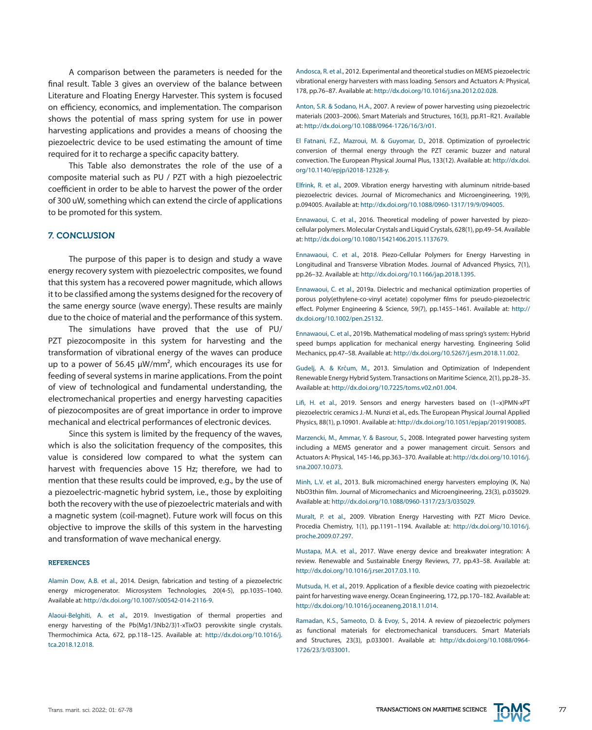A comparison between the parameters is needed for the final result. Table 3 gives an overview of the balance between Literature and Floating Energy Harvester. This system is focused on efficiency, economics, and implementation. The comparison shows the potential of mass spring system for use in power harvesting applications and provides a means of choosing the piezoelectric device to be used estimating the amount of time required for it to recharge a specific capacity battery.

This Table also demonstrates the role of the use of a composite material such as PU / PZT with a high piezoelectric coefficient in order to be able to harvest the power of the order of 300 uW, something which can extend the circle of applications to be promoted for this system.

## 7. CONCLUSION

The purpose of this paper is to design and study a wave energy recovery system with piezoelectric composites, we found that this system has a recovered power magnitude, which allows it to be classified among the systems designed for the recovery of the same energy source (wave energy). These results are mainly due to the choice of material and the performance of this system.

The simulations have proved that the use of PU/ PZT piezocomposite in this system for harvesting and the transformation of vibrational energy of the waves can produce up to a power of 56.45 μW/mm², which encourages its use for feeding of several systems in marine applications. From the point of view of technological and fundamental understanding, the electromechanical properties and energy harvesting capacities of piezocomposites are of great importance in order to improve mechanical and electrical performances of electronic devices.

Since this system is limited by the frequency of the waves, which is also the solicitation frequency of the composites, this value is considered low compared to what the system can harvest with frequencies above 15 Hz; therefore, we had to mention that these results could be improved, e.g., by the use of a piezoelectric-magnetic hybrid system, i.e., those by exploiting both the recovery with the use of piezoelectric materials and with a magnetic system (coil-magnet). Future work will focus on this objective to improve the skills of this system in the harvesting and transformation of wave mechanical energy.

### REFERENCES

Alamin Dow, A.B. et al., 2014. Design, fabrication and testing of a piezoelectric energy microgenerator. Microsystem Technologies, 20(4-5), pp.1035–1040. Available at: http://dx.doi.org/10.1007/s00542-014-2116-9.

Alaoui-Belghiti, A. et al., 2019. Investigation of thermal properties and energy harvesting of the Pb(Mg1/3Nb2/3)1-xTixO3 perovskite single crystals. Thermochimica Acta, 672, pp.118–125. Available at: http://dx.doi.org/10.1016/j.tca.2018.12.018.

Andosca, R. et al., 2012. Experimental and theoretical studies on MEMS piezoelectric vibrational energy harvesters with mass loading. Sensors and Actuators A: Physical, 178, pp.76–87. Available at: http://dx.doi.org/10.1016/j.sna.2012.02.028.

Anton, S.R. & Sodano, H.A., 2007. A review of power harvesting using piezoelectric materials (2003–2006). Smart Materials and Structures, 16(3), pp.R1–R21. Available at: http://dx.doi.org/10.1088/0964-1726/16/3/r01.

El Fatnani, F.Z., Mazroui, M. & Guyomar, D., 2018. Optimization of pyroelectric conversion of thermal energy through the PZT ceramic buzzer and natural convection. The European Physical Journal Plus, 133(12). Available at: http://dx.doi.org/10.1140/epjp/i2018-12328-y.

Elfrink, R. et al., 2009. Vibration energy harvesting with aluminum nitride-based piezoelectric devices. Journal of Micromechanics and Microengineering, 19(9), p.094005. Available at: http://dx.doi.org/10.1088/0960-1317/19/9/094005.

Ennawaoui, C. et al., 2016. Theoretical modeling of power harvested by piezo-cellular polymers. Molecular Crystals and Liquid Crystals, 628(1), pp.49–54. Available at: http://dx.doi.org/10.1080/15421406.2015.1137679.

Ennawaoui, C. et al., 2018. Piezo-Cellular Polymers for Energy Harvesting in Longitudinal and Transverse Vibration Modes. Journal of Advanced Physics, 7(1), pp.26–32. Available at: http://dx.doi.org/10.1166/jap.2018.1395.

Ennawaoui, C. et al., 2019a. Dielectric and mechanical optimization properties of porous poly(ethylene-co-vinyl acetate) copolymer films for pseudo-piezoelectric effect. Polymer Engineering & Science, 59(7), pp.1455–1461. Available at: http://dx.doi.org/10.1002/pen.25132.

Ennawaoui, C. et al., 2019b. Mathematical modeling of mass spring's system: Hybrid speed bumps application for mechanical energy harvesting. Engineering Solid Mechanics, pp.47–58. Available at: http://dx.doi.org/10.5267/j.esm.2018.11.002.

Gudelj, A. & Krčum, M., 2013. Simulation and Optimization of Independent Renewable Energy Hybrid System. Transactions on Maritime Science, 2(1), pp.28–35. Available at: http://dx.doi.org/10.7225/toms.v02.n01.004.

Lifi, H. et al., 2019. Sensors and energy harvesters based on (1–x)PMN-xPT piezoelectric ceramics J.-M. Nunzi et al., eds. The European Physical Journal Applied Physics, 88(1), p.10901. Available at: http://dx.doi.org/10.1051/epjap/2019190085.

Marzencki, M., Ammar, Y. & Basrour, S., 2008. Integrated power harvesting system including a MEMS generator and a power management circuit. Sensors and Actuators A: Physical, 145-146, pp.363–370. Available at: http://dx.doi.org/10.1016/j.sna.2007.10.073.

Minh, L.V. et al., 2013. Bulk micromachined energy harvesters employing (K, Na) NbO3thin film. Journal of Micromechanics and Microengineering, 23(3), p.035029. Available at: http://dx.doi.org/10.1088/0960-1317/23/3/035029.

Muralt, P. et al., 2009. Vibration Energy Harvesting with PZT Micro Device. Procedia Chemistry, 1(1), pp.1191–1194. Available at: http://dx.doi.org/10.1016/j.proche.2009.07.297.

Mustapa, M.A. et al., 2017. Wave energy device and breakwater integration: A review. Renewable and Sustainable Energy Reviews, 77, pp.43–58. Available at: http://dx.doi.org/10.1016/j.rser.2017.03.110.

Mutsuda, H. et al., 2019. Application of a flexible device coating with piezoelectric paint for harvesting wave energy. Ocean Engineering, 172, pp.170–182. Available at: http://dx.doi.org/10.1016/j.oceaneng.2018.11.014.

Ramadan, K.S., Sameoto, D. & Evoy, S., 2014. A review of piezoelectric polymers as functional materials for electromechanical transducers. Smart Materials and Structures, 23(3), p.033001. Available at: http://dx.doi.org/10.1088/0964-1726/23/3/033001.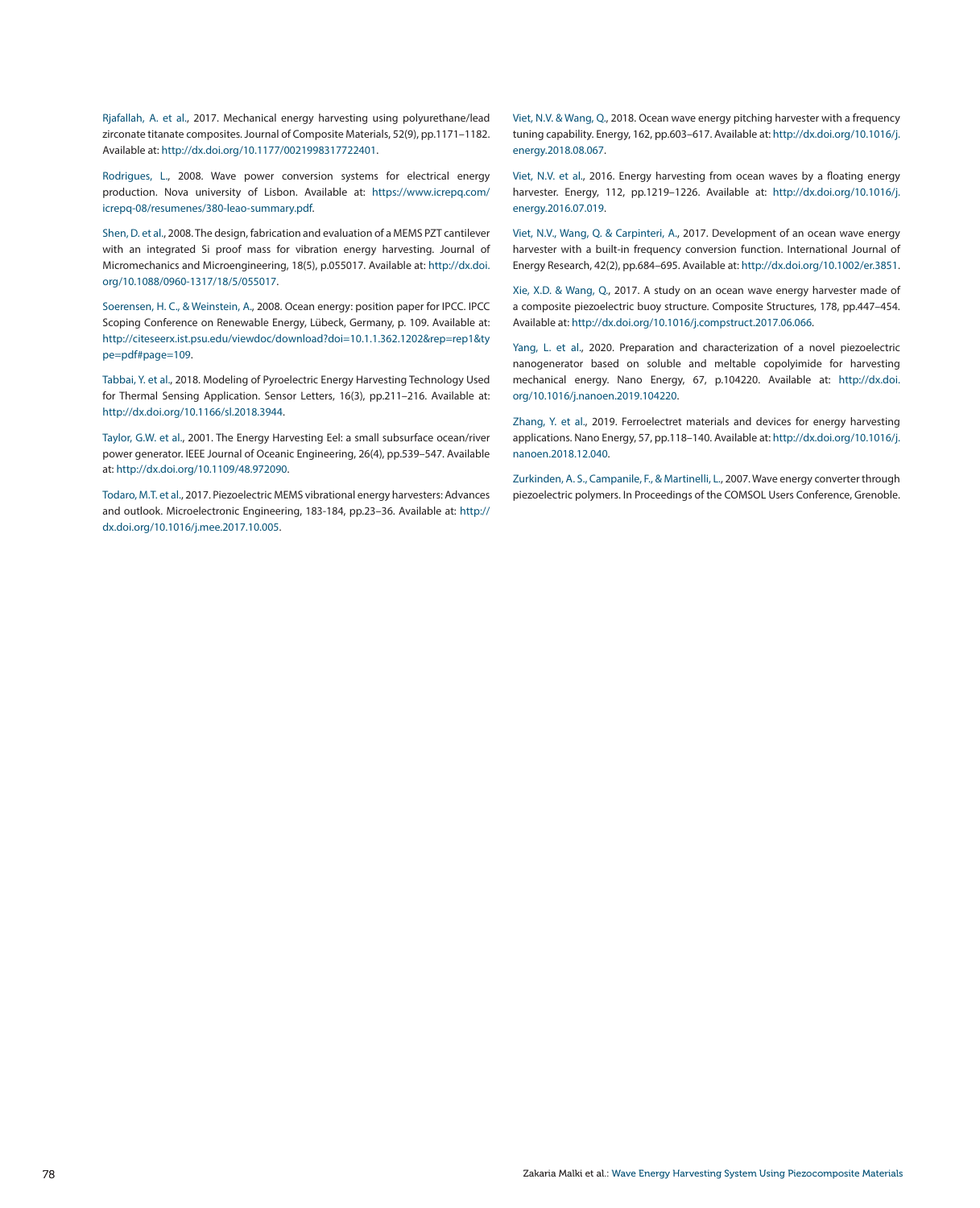Rjafallah, A. et al., 2017. Mechanical energy harvesting using polyurethane/lead zirconate titanate composites. Journal of Composite Materials, 52(9), pp.1171–1182. Available at: http://dx.doi.org/10.1177/0021998317722401.

Rodrigues, L., 2008. Wave power conversion systems for electrical energy production. Nova university of Lisbon. Available at: https://www.icrepq.com/icrepq-08/resumenes/380-leao-summary.pdf.

Shen, D. et al., 2008. The design, fabrication and evaluation of a MEMS PZT cantilever with an integrated Si proof mass for vibration energy harvesting. Journal of Micromechanics and Microengineering, 18(5), p.055017. Available at: http://dx.doi.org/10.1088/0960-1317/18/5/055017.

Soerensen, H. C., & Weinstein, A., 2008. Ocean energy: position paper for IPCC. IPCC Scoping Conference on Renewable Energy, Lübeck, Germany, p. 109. Available at: http://citeseerx.ist.psu.edu/viewdoc/download?doi=10.1.1.362.1202&rep=rep1&type=pdf#page=109.

Tabbai, Y. et al., 2018. Modeling of Pyroelectric Energy Harvesting Technology Used for Thermal Sensing Application. Sensor Letters, 16(3), pp.211–216. Available at: http://dx.doi.org/10.1166/sl.2018.3944.

Taylor, G.W. et al., 2001. The Energy Harvesting Eel: a small subsurface ocean/river power generator. IEEE Journal of Oceanic Engineering, 26(4), pp.539–547. Available at: http://dx.doi.org/10.1109/48.972090.

Todaro, M.T. et al., 2017. Piezoelectric MEMS vibrational energy harvesters: Advances and outlook. Microelectronic Engineering, 183-184, pp.23–36. Available at: http://dx.doi.org/10.1016/j.mee.2017.10.005.

Viet, N.V. & Wang, Q., 2018. Ocean wave energy pitching harvester with a frequency tuning capability. Energy, 162, pp.603–617. Available at: http://dx.doi.org/10.1016/j.energy.2018.08.067.

Viet, N.V. et al., 2016. Energy harvesting from ocean waves by a floating energy harvester. Energy, 112, pp.1219–1226. Available at: http://dx.doi.org/10.1016/j.energy.2016.07.019.

Viet, N.V., Wang, Q. & Carpinteri, A., 2017. Development of an ocean wave energy harvester with a built-in frequency conversion function. International Journal of Energy Research, 42(2), pp.684–695. Available at: http://dx.doi.org/10.1002/er.3851.

Xie, X.D. & Wang, Q., 2017. A study on an ocean wave energy harvester made of a composite piezoelectric buoy structure. Composite Structures, 178, pp.447–454. Available at: http://dx.doi.org/10.1016/j.compstruct.2017.06.066.

Yang, L. et al., 2020. Preparation and characterization of a novel piezoelectric nanogenerator based on soluble and meltable copolyimide for harvesting mechanical energy. Nano Energy, 67, p.104220. Available at: http://dx.doi.org/10.1016/j.nanoen.2019.104220.

Zhang, Y. et al., 2019. Ferroelectret materials and devices for energy harvesting applications. Nano Energy, 57, pp.118–140. Available at: http://dx.doi.org/10.1016/j.nanoen.2018.12.040.

Zurkinden, A. S., Campanile, F., & Martinelli, L., 2007. Wave energy converter through piezoelectric polymers. In Proceedings of the COMSOL Users Conference, Grenoble.